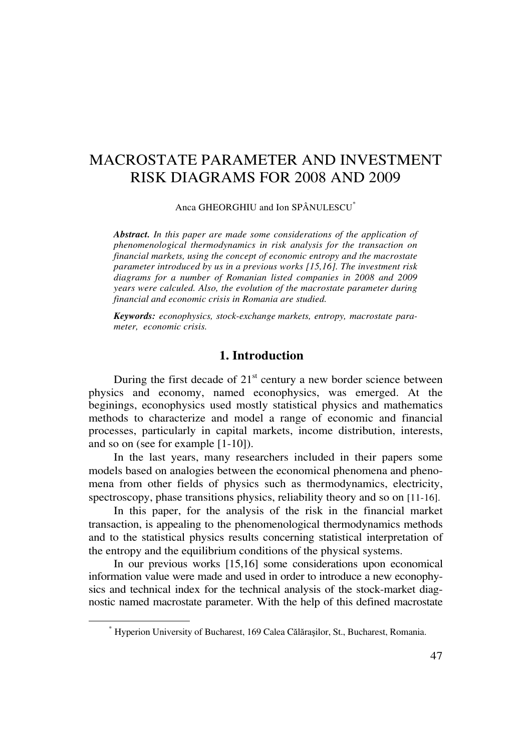# MACROSTATE PARAMETER AND INVESTMENT RISK DIAGRAMS FOR 2008 AND 2009

Anca GHEORGHIU and Ion SPÂNULESCU*

***Abstract.*** *In this paper are made some considerations of the application of phenomenological thermodynamics in risk analysis for the transaction on financial markets, using the concept of economic entropy and the macrostate parameter introduced by us in a previous works [15,16]. The investment risk diagrams for a number of Romanian listed companies in 2008 and 2009 years were calculed. Also, the evolution of the macrostate parameter during financial and economic crisis in Romania are studied.*

***Keywords:*** *econophysics, stock-exchange markets, entropy, macrostate parameter, economic crisis.*

## 1. Introduction

During the first decade of 21st century a new border science between physics and economy, named econophysics, was emerged. At the beginings, econophysics used mostly statistical physics and mathematics methods to characterize and model a range of economic and financial processes, particularly in capital markets, income distribution, interests, and so on (see for example [1-10]).

In the last years, many researchers included in their papers some models based on analogies between the economical phenomena and phenomena from other fields of physics such as thermodynamics, electricity, spectroscopy, phase transitions physics, reliability theory and so on [11-16].

In this paper, for the analysis of the risk in the financial market transaction, is appealing to the phenomenological thermodynamics methods and to the statistical physics results concerning statistical interpretation of the entropy and the equilibrium conditions of the physical systems.

In our previous works [15,16] some considerations upon economical information value were made and used in order to introduce a new econophysics and technical index for the technical analysis of the stock-market diagnostic named macrostate parameter. With the help of this defined macrostate

* Hyperion University of Bucharest, 169 Calea Călăraşilor, St., Bucharest, Romania.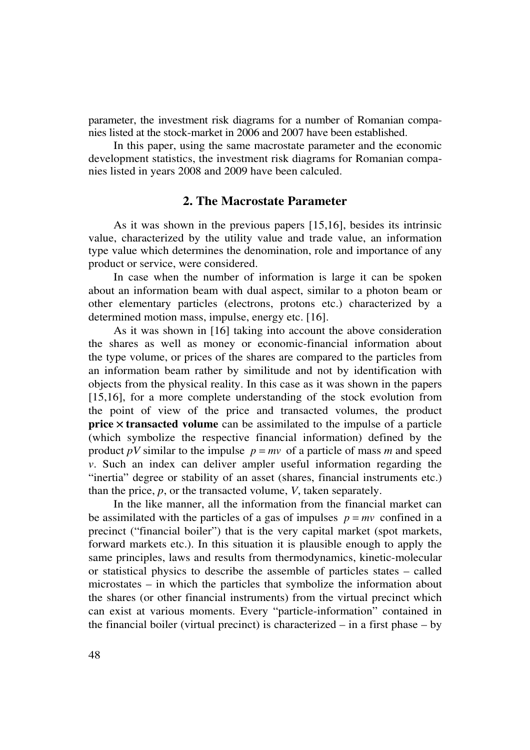parameter, the investment risk diagrams for a number of Romanian companies listed at the stock-market in 2006 and 2007 have been established.

In this paper, using the same macrostate parameter and the economic development statistics, the investment risk diagrams for Romanian companies listed in years 2008 and 2009 have been calculed.

## 2. The Macrostate Parameter

As it was shown in the previous papers [15,16], besides its intrinsic value, characterized by the utility value and trade value, an information type value which determines the denomination, role and importance of any product or service, were considered.

In case when the number of information is large it can be spoken about an information beam with dual aspect, similar to a photon beam or other elementary particles (electrons, protons etc.) characterized by a determined motion mass, impulse, energy etc. [16].

As it was shown in [16] taking into account the above consideration the shares as well as money or economic-financial information about the type volume, or prices of the shares are compared to the particles from an information beam rather by similitude and not by identification with objects from the physical reality. In this case as it was shown in the papers [15,16], for a more complete understanding of the stock evolution from the point of view of the price and transacted volumes, the product **price** $\times$ **transacted volume** can be assimilated to the impulse of a particle (which symbolize the respective financial information) defined by the product $pV$ similar to the impulse $p = mv$ of a particle of mass $m$ and speed $v$. Such an index can deliver ampler useful information regarding the "inertia" degree or stability of an asset (shares, financial instruments etc.) than the price, $p$, or the transacted volume, $V$, taken separately.

In the like manner, all the information from the financial market can be assimilated with the particles of a gas of impulses $p = mv$ confined in a precinct ("financial boiler") that is the very capital market (spot markets, forward markets etc.). In this situation it is plausible enough to apply the same principles, laws and results from thermodynamics, kinetic-molecular or statistical physics to describe the assemble of particles states – called microstates – in which the particles that symbolize the information about the shares (or other financial instruments) from the virtual precinct which can exist at various moments. Every "particle-information" contained in the financial boiler (virtual precinct) is characterized – in a first phase – by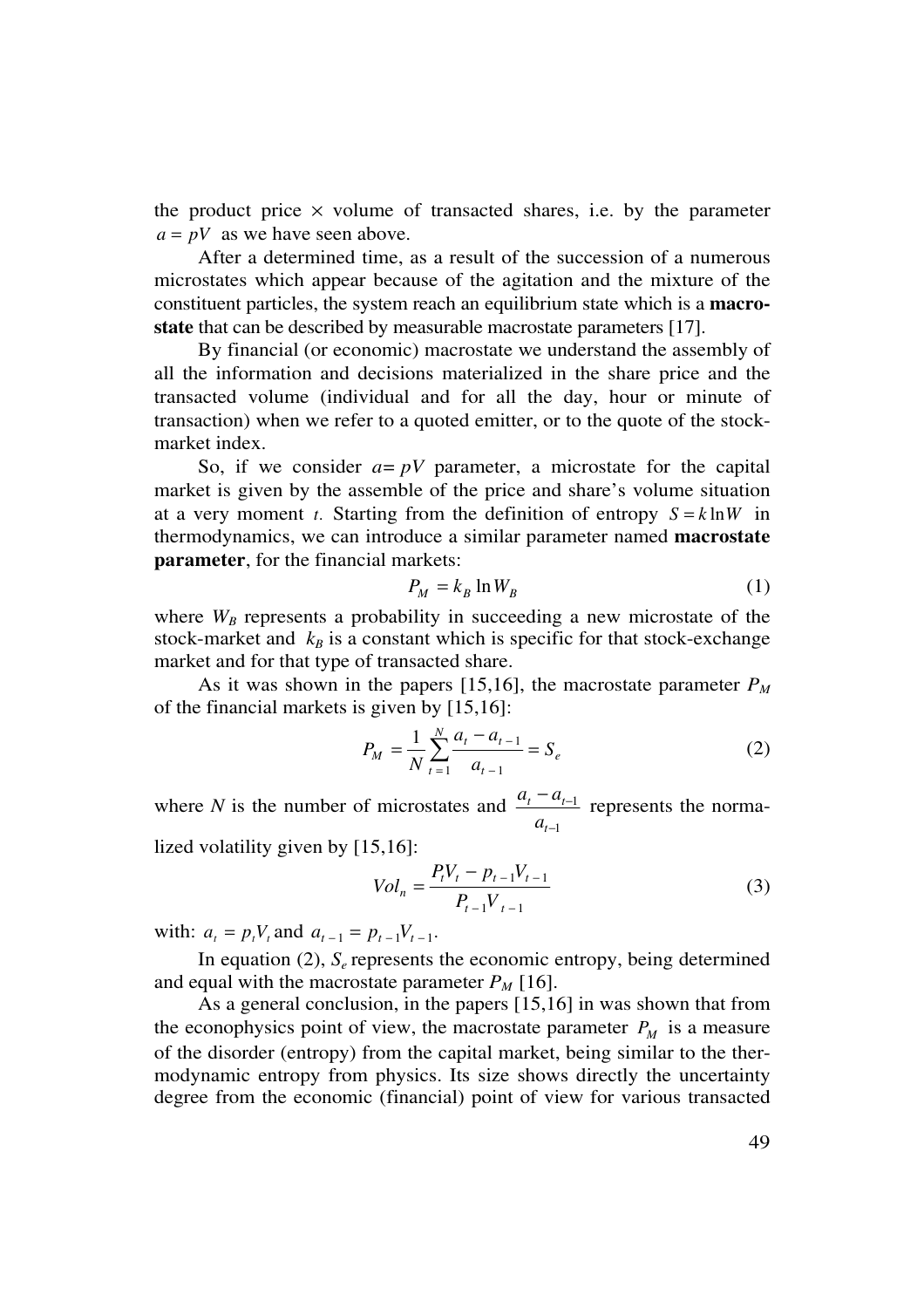the product price × volume of transacted shares, i.e. by the parameter $a = pV$ as we have seen above.

After a determined time, as a result of the succession of a numerous microstates which appear because of the agitation and the mixture of the constituent particles, the system reach an equilibrium state which is a **macro-state** that can be described by measurable macrostate parameters [17].

By financial (or economic) macrostate we understand the assembly of all the information and decisions materialized in the share price and the transacted volume (individual and for all the day, hour or minute of transaction) when we refer to a quoted emitter, or to the quote of the stock-market index.

So, if we consider $a= pV$ parameter, a microstate for the capital market is given by the assemble of the price and share's volume situation at a very moment $t$. Starting from the definition of entropy $S = k \ln W$ in thermodynamics, we can introduce a similar parameter named **macrostate parameter**, for the financial markets:

$$P_M = k_B \ln W_B \tag{1}$$

where $W_B$ represents a probability in succeeding a new microstate of the stock-market and $k_B$ is a constant which is specific for that stock-exchange market and for that type of transacted share.

As it was shown in the papers [15,16], the macrostate parameter $P_M$ of the financial markets is given by [15,16]:

$$P_M = \frac{1}{N} \sum_{t=1}^{N} \frac{a_t - a_{t-1}}{a_{t-1}} = S_e \tag{2}$$

where $N$ is the number of microstates and $\frac{a_t - a_{t-1}}{a_{t-1}}$ represents the normalized volatility given by [15,16]:

$$Vol_n = \frac{P_t V_t - p_{t-1} V_{t-1}}{P_{t-1} V_{t-1}} \tag{3}$$

with: $a_t = p_t V_t$ and $a_{t-1} = p_{t-1} V_{t-1}$.

In equation (2), $S_e$ represents the economic entropy, being determined and equal with the macrostate parameter $P_M$ [16].

As a general conclusion, in the papers [15,16] in was shown that from the econophysics point of view, the macrostate parameter $P_M$ is a measure of the disorder (entropy) from the capital market, being similar to the thermodynamic entropy from physics. Its size shows directly the uncertainty degree from the economic (financial) point of view for various transacted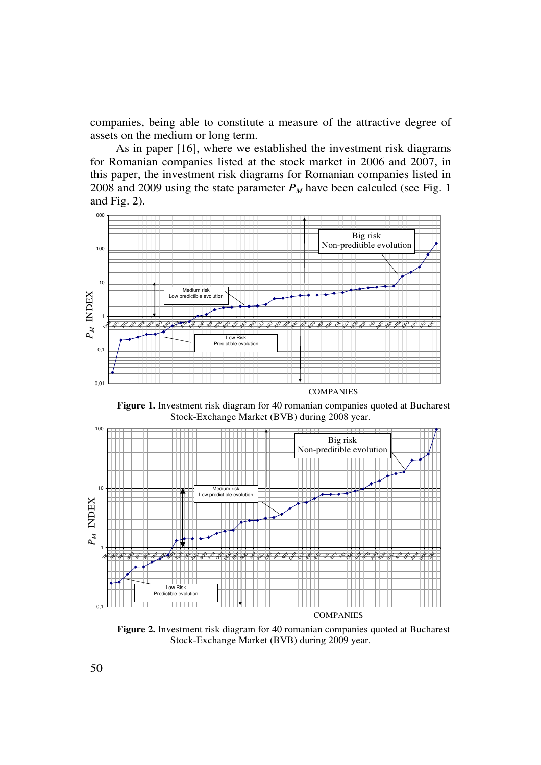companies, being able to constitute a measure of the attractive degree of assets on the medium or long term.

As in paper [16], where we established the investment risk diagrams for Romanian companies listed at the stock market in 2006 and 2007, in this paper, the investment risk diagrams for Romanian companies listed in 2008 and 2009 using the state parameter $P_M$ have been calculed (see Fig. 1 and Fig. 2).

**Figure 1.** Investment risk diagram for 40 romanian companies quoted at Bucharest Stock-Exchange Market (BVB) during 2008 year.

**Figure 2.** Investment risk diagram for 40 romanian companies quoted at Bucharest Stock-Exchange Market (BVB) during 2009 year.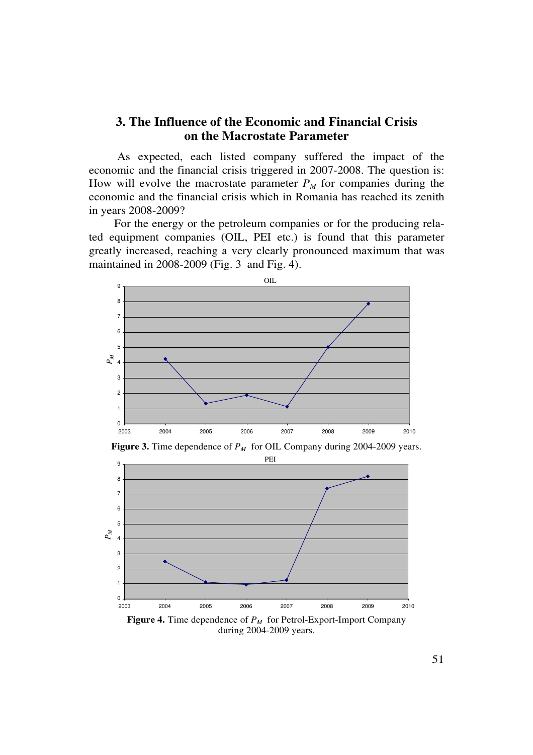## 3. The Influence of the Economic and Financial Crisis on the Macrostate Parameter

As expected, each listed company suffered the impact of the economic and the financial crisis triggered in 2007-2008. The question is: How will evolve the macrostate parameter $P_M$ for companies during the economic and the financial crisis which in Romania has reached its zenith in years 2008-2009?

For the energy or the petroleum companies or for the producing related equipment companies (OIL, PEI etc.) is found that this parameter greatly increased, reaching a very clearly pronounced maximum that was maintained in 2008-2009 (Fig. 3 and Fig. 4).

**Figure 3.** Time dependence of $P_M$ for OIL Company during 2004-2009 years.

**Figure 4.** Time dependence of $P_M$ for Petrol-Export-Import Company during 2004-2009 years.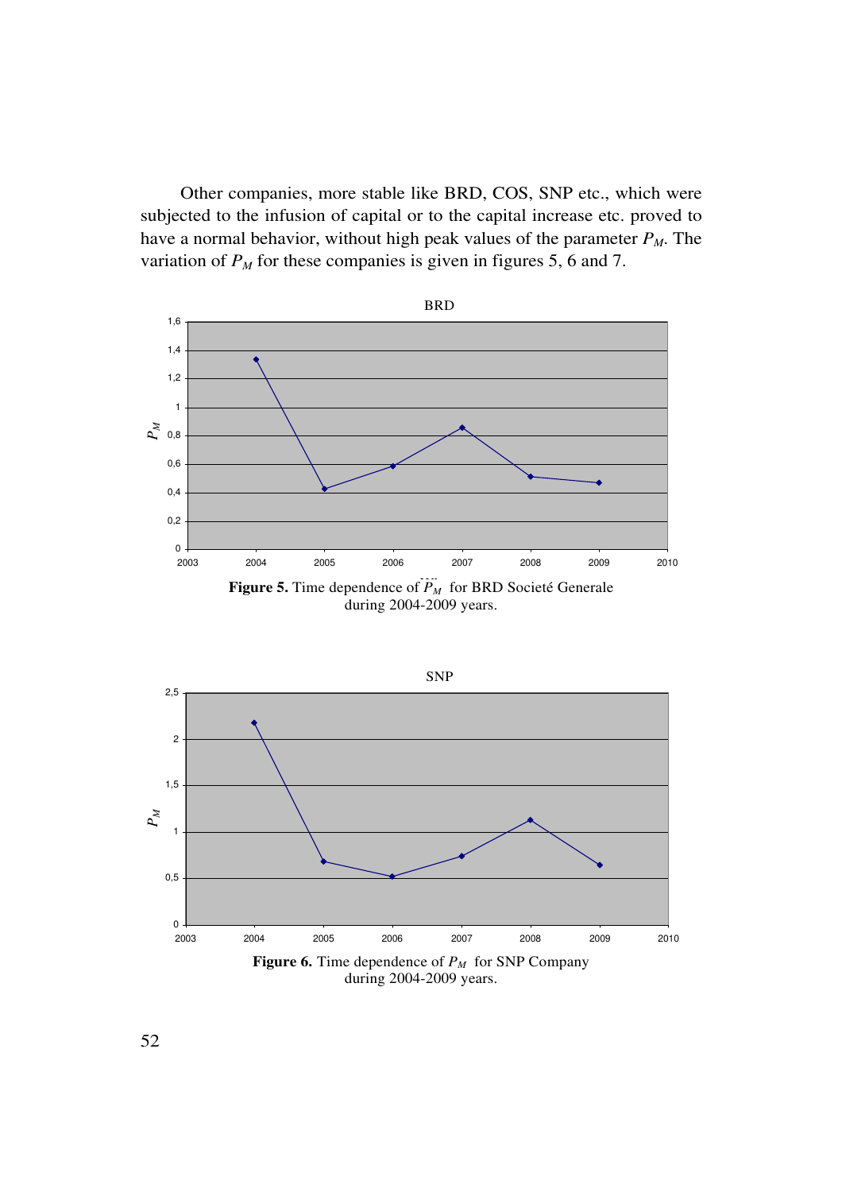Other companies, more stable like BRD, COS, SNP etc., which were subjected to the infusion of capital or to the capital increase etc. proved to have a normal behavior, without high peak values of the parameter $P_M$. The variation of $P_M$ for these companies is given in figures 5, 6 and 7.

**Figure 5.** Time dependence of $\bar{P}_M$ for BRD Societé Generale during 2004-2009 years.

**Figure 6.** Time dependence of $P_M$ for SNP Company during 2004-2009 years.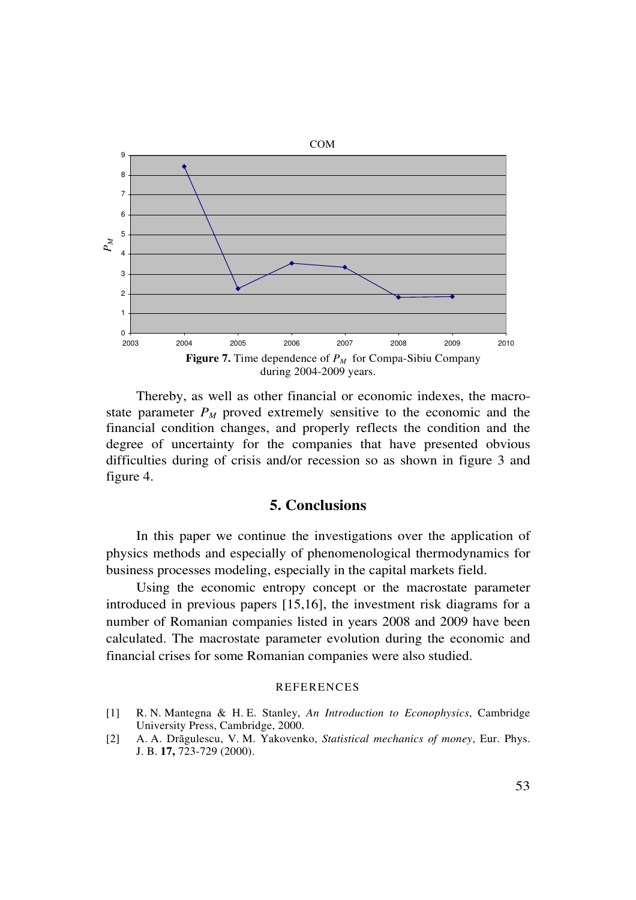**Figure 7.** Time dependence of $P_M$ for Compa-Sibiu Company during 2004-2009 years.

Thereby, as well as other financial or economic indexes, the macro-state parameter $P_M$ proved extremely sensitive to the economic and the financial condition changes, and properly reflects the condition and the degree of uncertainty for the companies that have presented obvious difficulties during of crisis and/or recession so as shown in figure 3 and figure 4.

## 5. Conclusions

In this paper we continue the investigations over the application of physics methods and especially of phenomenological thermodynamics for business processes modeling, especially in the capital markets field.

Using the economic entropy concept or the macrostate parameter introduced in previous papers [15,16], the investment risk diagrams for a number of Romanian companies listed in years 2008 and 2009 have been calculated. The macrostate parameter evolution during the economic and financial crises for some Romanian companies were also studied.

### REFERENCES

[1] R. N. Mantegna & H. E. Stanley, *An Introduction to Econophysics*, Cambridge University Press, Cambridge, 2000.

[2] A. A. Drăgulescu, V. M. Yakovenko, *Statistical mechanics of money*, Eur. Phys. J. B. **17,** 723-729 (2000).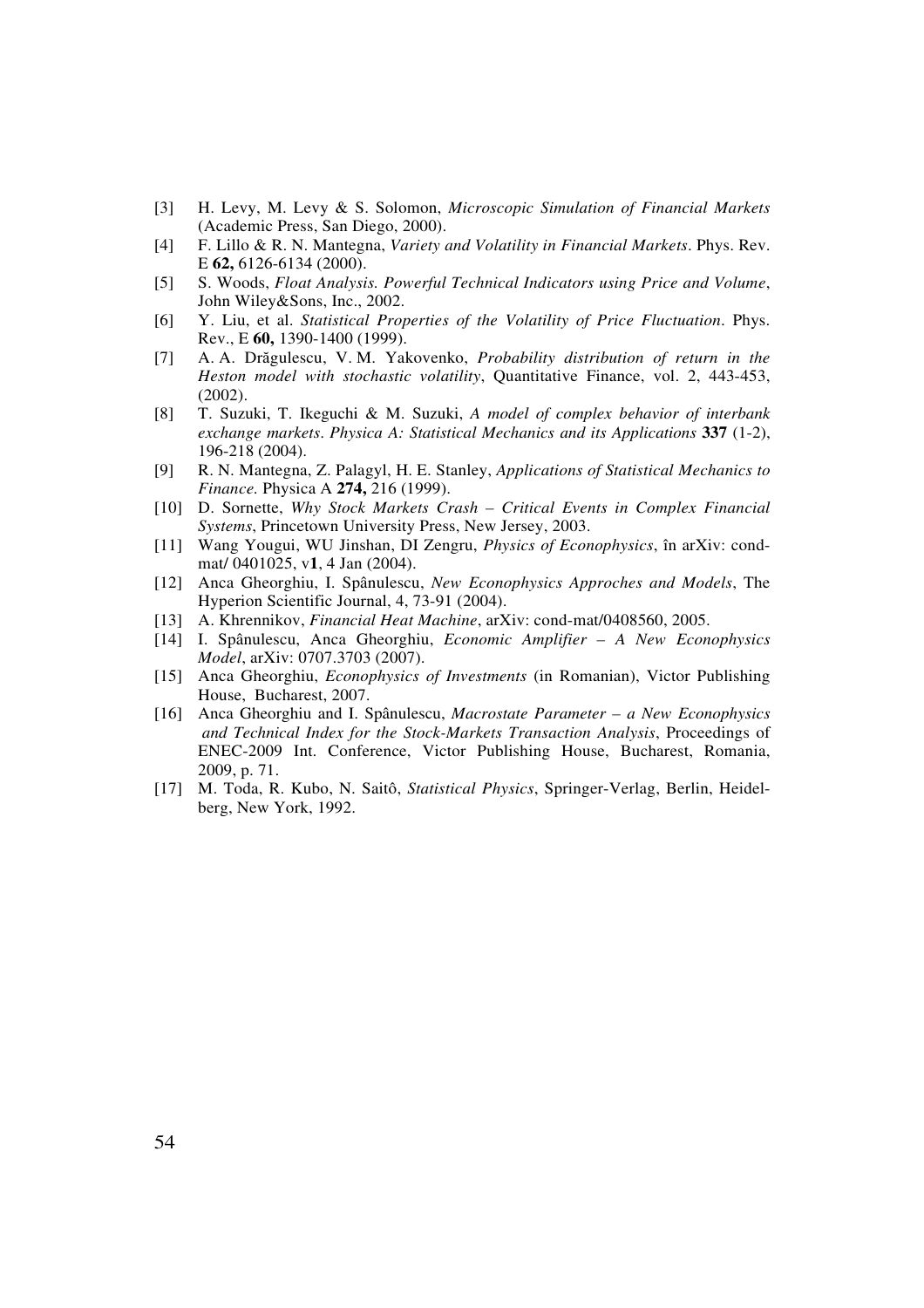[3] H. Levy, M. Levy & S. Solomon, *Microscopic Simulation of Financial Markets* (Academic Press, San Diego, 2000).

[4] F. Lillo & R. N. Mantegna, *Variety and Volatility in Financial Markets*. Phys. Rev. E **62,** 6126-6134 (2000).

[5] S. Woods, *Float Analysis. Powerful Technical Indicators using Price and Volume*, John Wiley&Sons, Inc., 2002.

[6] Y. Liu, et al. *Statistical Properties of the Volatility of Price Fluctuation*. Phys. Rev., E **60,** 1390-1400 (1999).

[7] A. A. Drăgulescu, V. M. Yakovenko, *Probability distribution of return in the Heston model with stochastic volatility*, Quantitative Finance, vol. 2, 443-453, (2002).

[8] T. Suzuki, T. Ikeguchi & M. Suzuki, *A model of complex behavior of interbank exchange markets. Physica A: Statistical Mechanics and its Applications* **337** (1-2), 196-218 (2004).

[9] R. N. Mantegna, Z. Palagyl, H. E. Stanley, *Applications of Statistical Mechanics to Finance.* Physica A **274,** 216 (1999).

[10] D. Sornette, *Why Stock Markets Crash – Critical Events in Complex Financial Systems*, Princetown University Press, New Jersey, 2003.

[11] Wang Yougui, WU Jinshan, DI Zengru, *Physics of Econophysics*, în arXiv: cond-mat/ 0401025, v**1**, 4 Jan (2004).

[12] Anca Gheorghiu, I. Spânulescu, *New Econophysics Approches and Models*, The Hyperion Scientific Journal, 4, 73-91 (2004).

[13] A. Khrennikov, *Financial Heat Machine*, arXiv: cond-mat/0408560, 2005.

[14] I. Spânulescu, Anca Gheorghiu, *Economic Amplifier – A New Econophysics Model*, arXiv: 0707.3703 (2007).

[15] Anca Gheorghiu, *Econophysics of Investments* (in Romanian), Victor Publishing House, Bucharest, 2007.

[16] Anca Gheorghiu and I. Spânulescu, *Macrostate Parameter – a New Econophysics and Technical Index for the Stock-Markets Transaction Analysis*, Proceedings of ENEC-2009 Int. Conference, Victor Publishing House, Bucharest, Romania, 2009, p. 71.

[17] M. Toda, R. Kubo, N. Saitô, *Statistical Physics*, Springer-Verlag, Berlin, Heidelberg, New York, 1992.